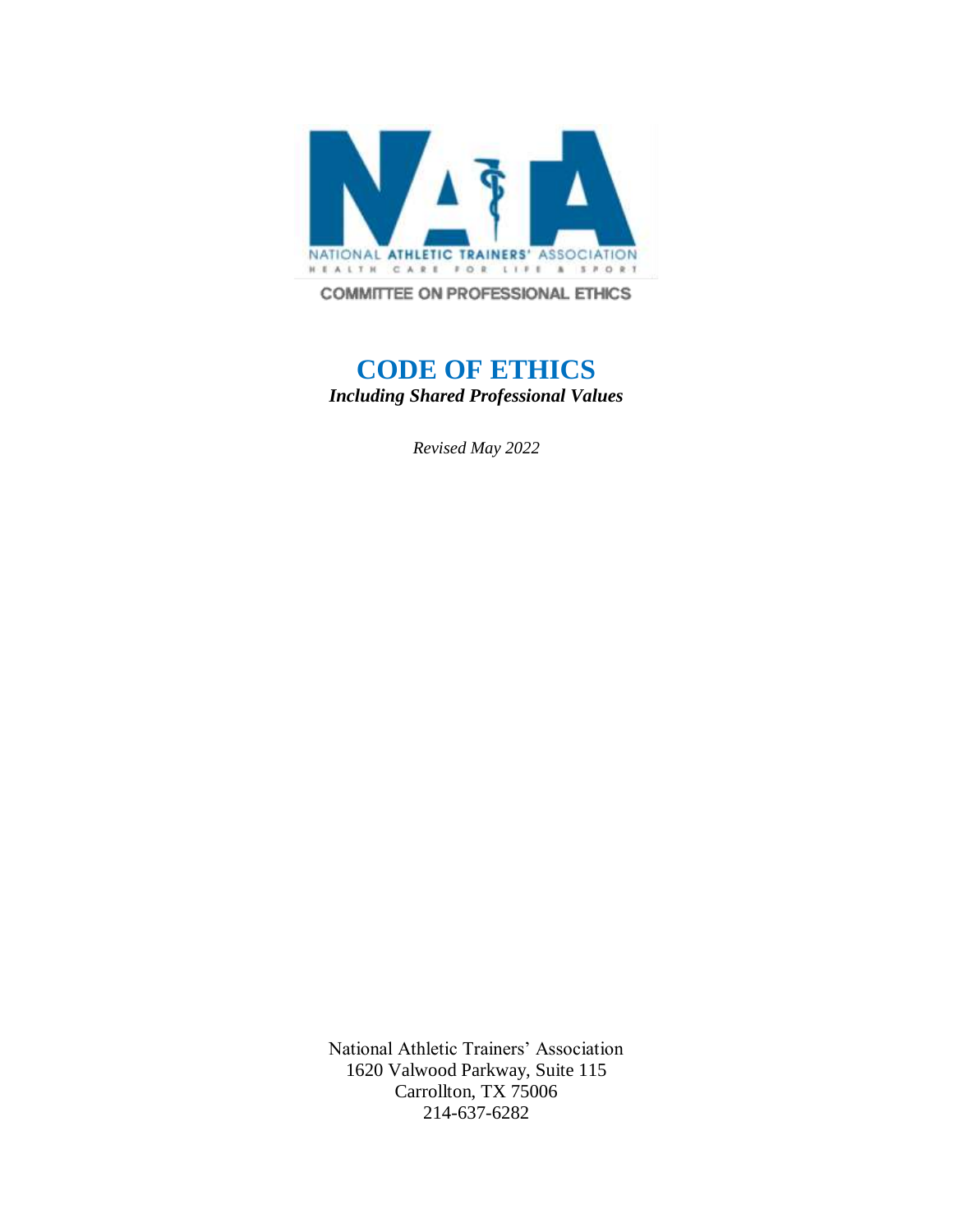NATIONAL ATHLETIC TRAINERS' ASSOCIATION

HEALTH CARE FOR LIFE & SPORT

COMMITTEE ON PROFESSIONAL ETHICS

# CODE OF ETHICS

***Including Shared Professional Values***

*Revised May 2022*

National Athletic Trainers' Association
1620 Valwood Parkway, Suite 115
Carrollton, TX 75006
214-637-6282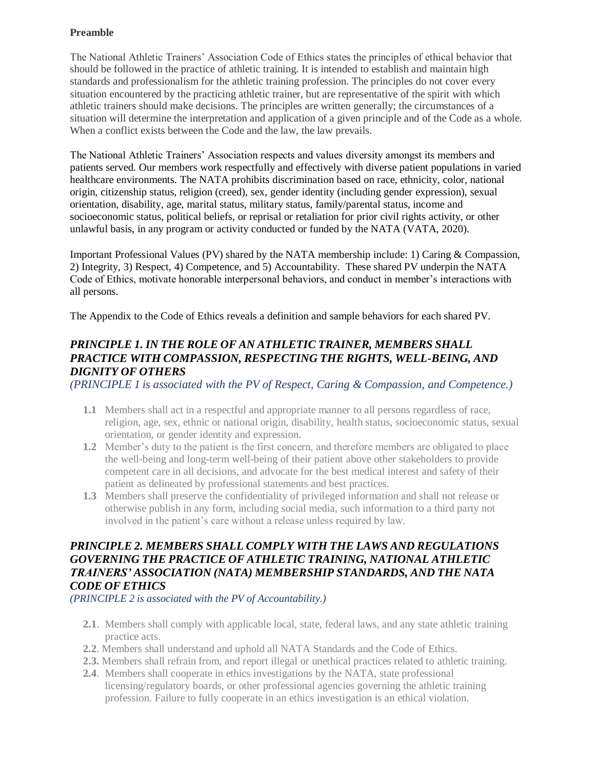**Preamble**

The National Athletic Trainers' Association Code of Ethics states the principles of ethical behavior that should be followed in the practice of athletic training. It is intended to establish and maintain high standards and professionalism for the athletic training profession. The principles do not cover every situation encountered by the practicing athletic trainer, but are representative of the spirit with which athletic trainers should make decisions. The principles are written generally; the circumstances of a situation will determine the interpretation and application of a given principle and of the Code as a whole. When a conflict exists between the Code and the law, the law prevails.

The National Athletic Trainers' Association respects and values diversity amongst its members and patients served. Our members work respectfully and effectively with diverse patient populations in varied healthcare environments. The NATA prohibits discrimination based on race, ethnicity, color, national origin, citizenship status, religion (creed), sex, gender identity (including gender expression), sexual orientation, disability, age, marital status, military status, family/parental status, income and socioeconomic status, political beliefs, or reprisal or retaliation for prior civil rights activity, or other unlawful basis, in any program or activity conducted or funded by the NATA (VATA, 2020).

Important Professional Values (PV) shared by the NATA membership include: 1) Caring & Compassion, 2) Integrity, 3) Respect, 4) Competence, and 5) Accountability. These shared PV underpin the NATA Code of Ethics, motivate honorable interpersonal behaviors, and conduct in member's interactions with all persons.

The Appendix to the Code of Ethics reveals a definition and sample behaviors for each shared PV.

### *PRINCIPLE 1. IN THE ROLE OF AN ATHLETIC TRAINER, MEMBERS SHALL PRACTICE WITH COMPASSION, RESPECTING THE RIGHTS, WELL-BEING, AND DIGNITY OF OTHERS*

*(PRINCIPLE 1 is associated with the PV of Respect, Caring & Compassion, and Competence.)*

- **1.1** Members shall act in a respectful and appropriate manner to all persons regardless of race, religion, age, sex, ethnic or national origin, disability, health status, socioeconomic status, sexual orientation, or gender identity and expression.
- **1.2** Member's duty to the patient is the first concern, and therefore members are obligated to place the well-being and long-term well-being of their patient above other stakeholders to provide competent care in all decisions, and advocate for the best medical interest and safety of their patient as delineated by professional statements and best practices.
- **1.3** Members shall preserve the confidentiality of privileged information and shall not release or otherwise publish in any form, including social media, such information to a third party not involved in the patient's care without a release unless required by law.

### *PRINCIPLE 2. MEMBERS SHALL COMPLY WITH THE LAWS AND REGULATIONS GOVERNING THE PRACTICE OF ATHLETIC TRAINING, NATIONAL ATHLETIC TRAINERS' ASSOCIATION (NATA) MEMBERSHIP STANDARDS, AND THE NATA CODE OF ETHICS*

*(PRINCIPLE 2 is associated with the PV of Accountability.)*

- **2.1**. Members shall comply with applicable local, state, federal laws, and any state athletic training practice acts.
- **2.2**. Members shall understand and uphold all NATA Standards and the Code of Ethics.
- **2.3.** Members shall refrain from, and report illegal or unethical practices related to athletic training.
- **2.4**. Members shall cooperate in ethics investigations by the NATA, state professional licensing/regulatory boards, or other professional agencies governing the athletic training profession. Failure to fully cooperate in an ethics investigation is an ethical violation.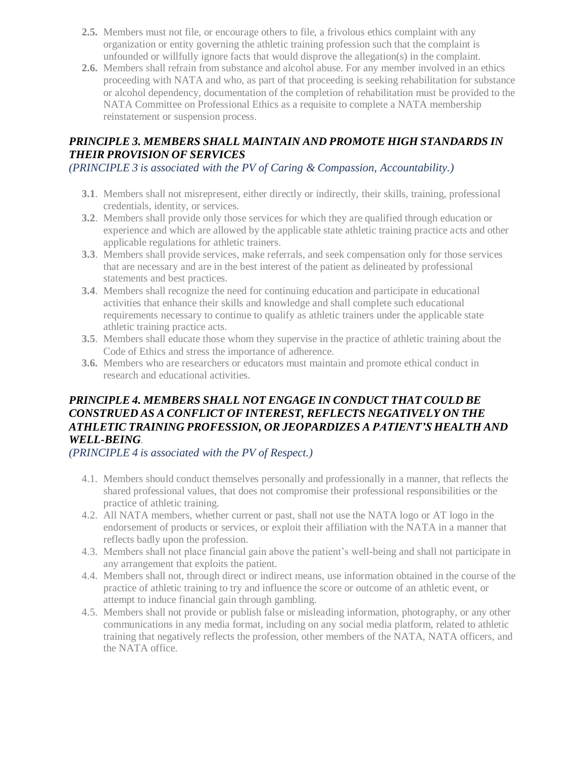- **2.5.** Members must not file, or encourage others to file, a frivolous ethics complaint with any organization or entity governing the athletic training profession such that the complaint is unfounded or willfully ignore facts that would disprove the allegation(s) in the complaint.
- **2.6.** Members shall refrain from substance and alcohol abuse. For any member involved in an ethics proceeding with NATA and who, as part of that proceeding is seeking rehabilitation for substance or alcohol dependency, documentation of the completion of rehabilitation must be provided to the NATA Committee on Professional Ethics as a requisite to complete a NATA membership reinstatement or suspension process.

### ***PRINCIPLE 3. MEMBERS SHALL MAINTAIN AND PROMOTE HIGH STANDARDS IN THEIR PROVISION OF SERVICES***

*(PRINCIPLE 3 is associated with the PV of Caring & Compassion, Accountability.)*

- **3.1**. Members shall not misrepresent, either directly or indirectly, their skills, training, professional credentials, identity, or services.
- **3.2**. Members shall provide only those services for which they are qualified through education or experience and which are allowed by the applicable state athletic training practice acts and other applicable regulations for athletic trainers.
- **3.3**. Members shall provide services, make referrals, and seek compensation only for those services that are necessary and are in the best interest of the patient as delineated by professional statements and best practices.
- **3.4**. Members shall recognize the need for continuing education and participate in educational activities that enhance their skills and knowledge and shall complete such educational requirements necessary to continue to qualify as athletic trainers under the applicable state athletic training practice acts.
- **3.5**. Members shall educate those whom they supervise in the practice of athletic training about the Code of Ethics and stress the importance of adherence.
- **3.6.** Members who are researchers or educators must maintain and promote ethical conduct in research and educational activities.

### ***PRINCIPLE 4. MEMBERS SHALL NOT ENGAGE IN CONDUCT THAT COULD BE CONSTRUED AS A CONFLICT OF INTEREST, REFLECTS NEGATIVELY ON THE ATHLETIC TRAINING PROFESSION, OR JEOPARDIZES A PATIENT'S HEALTH AND WELL-BEING.***

*(PRINCIPLE 4 is associated with the PV of Respect.)*

- 4.1. Members should conduct themselves personally and professionally in a manner, that reflects the shared professional values, that does not compromise their professional responsibilities or the practice of athletic training.
- 4.2. All NATA members, whether current or past, shall not use the NATA logo or AT logo in the endorsement of products or services, or exploit their affiliation with the NATA in a manner that reflects badly upon the profession.
- 4.3. Members shall not place financial gain above the patient's well-being and shall not participate in any arrangement that exploits the patient.
- 4.4. Members shall not, through direct or indirect means, use information obtained in the course of the practice of athletic training to try and influence the score or outcome of an athletic event, or attempt to induce financial gain through gambling.
- 4.5. Members shall not provide or publish false or misleading information, photography, or any other communications in any media format, including on any social media platform, related to athletic training that negatively reflects the profession, other members of the NATA, NATA officers, and the NATA office.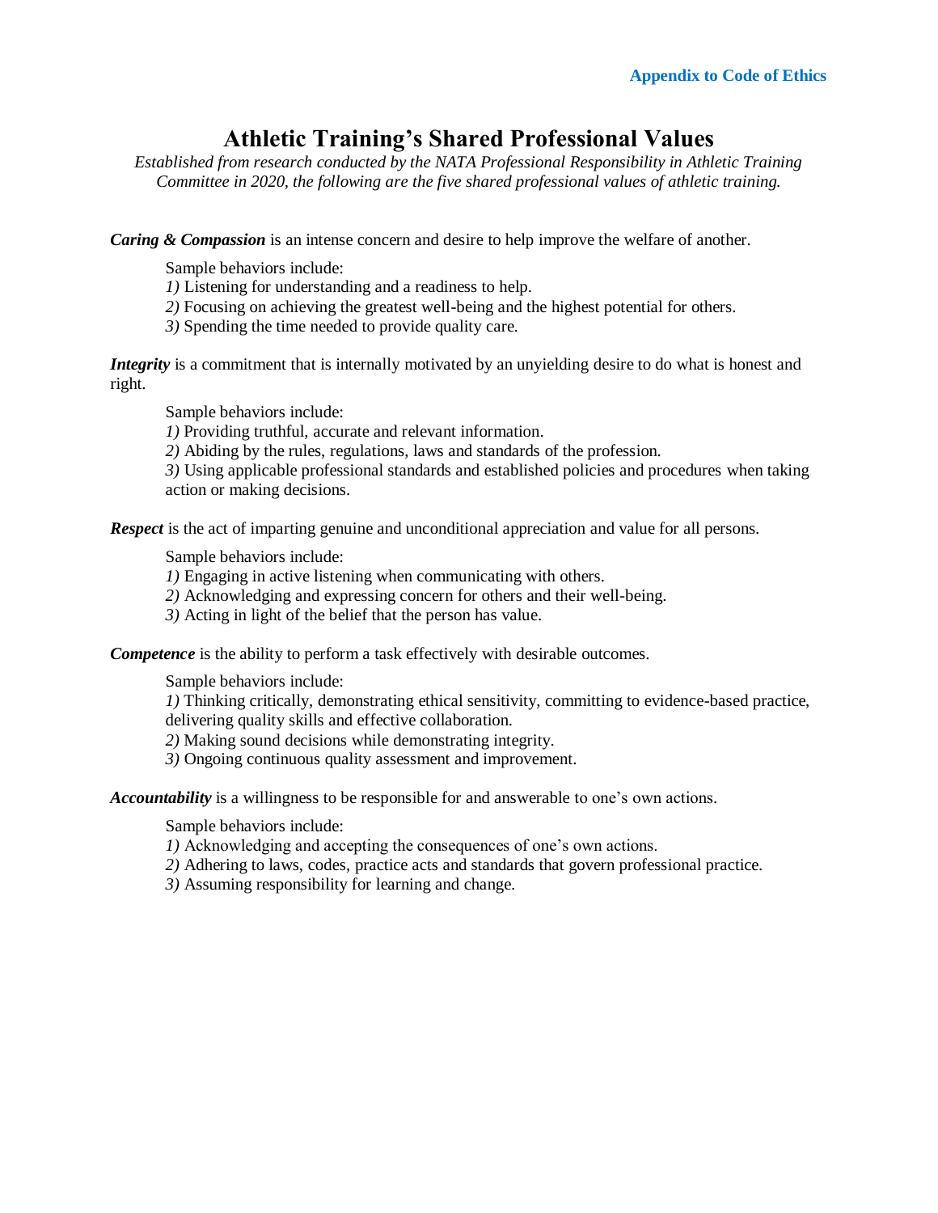Appendix to Code of Ethics

# Athletic Training's Shared Professional Values

*Established from research conducted by the NATA Professional Responsibility in Athletic Training Committee in 2020, the following are the five shared professional values of athletic training.*

***Caring & Compassion*** is an intense concern and desire to help improve the welfare of another.

Sample behaviors include:
*1)* Listening for understanding and a readiness to help.
*2)* Focusing on achieving the greatest well-being and the highest potential for others.
*3)* Spending the time needed to provide quality care.

***Integrity*** is a commitment that is internally motivated by an unyielding desire to do what is honest and right.

Sample behaviors include:
*1)* Providing truthful, accurate and relevant information.
*2)* Abiding by the rules, regulations, laws and standards of the profession.
*3)* Using applicable professional standards and established policies and procedures when taking action or making decisions.

***Respect*** is the act of imparting genuine and unconditional appreciation and value for all persons.

Sample behaviors include:
*1)* Engaging in active listening when communicating with others.
*2)* Acknowledging and expressing concern for others and their well-being.
*3)* Acting in light of the belief that the person has value.

***Competence*** is the ability to perform a task effectively with desirable outcomes.

Sample behaviors include:
*1)* Thinking critically, demonstrating ethical sensitivity, committing to evidence-based practice, delivering quality skills and effective collaboration.
*2)* Making sound decisions while demonstrating integrity.
*3)* Ongoing continuous quality assessment and improvement.

***Accountability*** is a willingness to be responsible for and answerable to one's own actions.

Sample behaviors include:
*1)* Acknowledging and accepting the consequences of one's own actions.
*2)* Adhering to laws, codes, practice acts and standards that govern professional practice.
*3)* Assuming responsibility for learning and change.